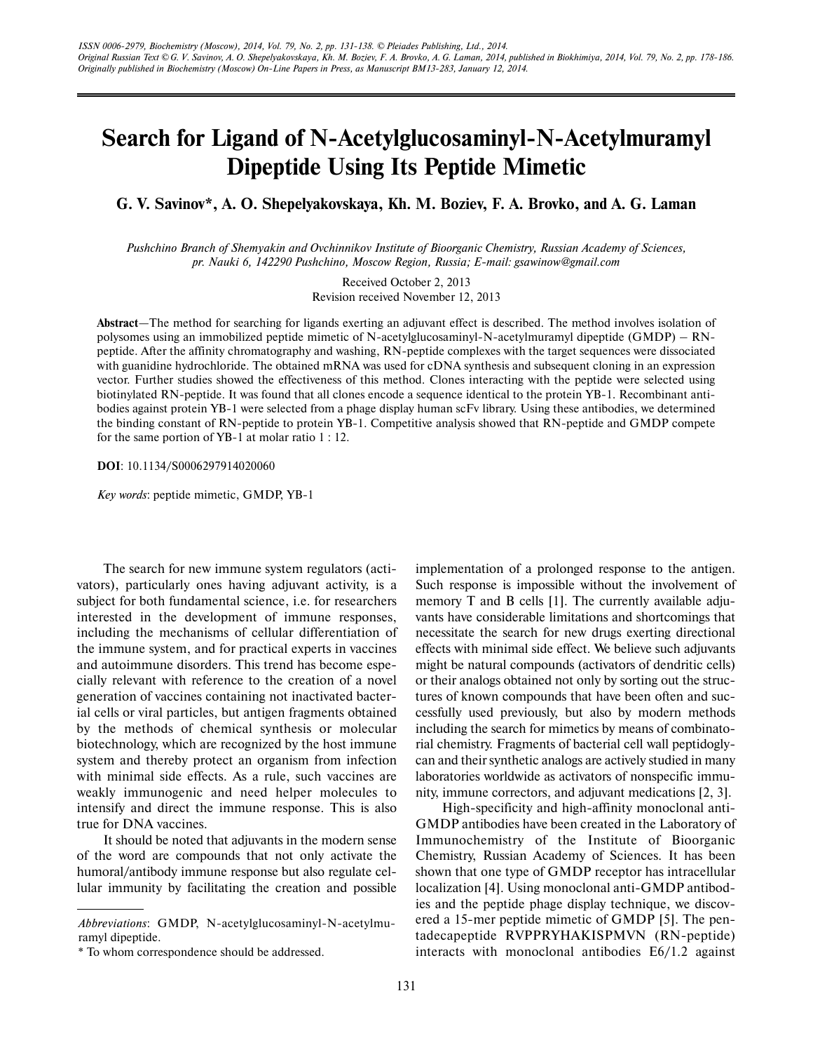# Search for Ligand of N-Acetylglucosaminyl-N-Acetylmuramyl Dipeptide Using Its Peptide Mimetic

**G. V. Savinov\*, A. O. Shepelyakovskaya, Kh. M. Boziev, F. A. Brovko, and A. G. Laman**

*Pushchino Branch of Shemyakin and Ovchinnikov Institute of Bioorganic Chemistry, Russian Academy of Sciences, pr. Nauki 6, 142290 Pushchino, Moscow Region, Russia; E-mail: gsawinow@gmail.com*

Received October 2, 2013
Revision received November 12, 2013

**Abstract**—The method for searching for ligands exerting an adjuvant effect is described. The method involves isolation of polysomes using an immobilized peptide mimetic of N-acetylglucosaminyl-N-acetylmuramyl dipeptide (GMDP) – RN-peptide. After the affinity chromatography and washing, RN-peptide complexes with the target sequences were dissociated with guanidine hydrochloride. The obtained mRNA was used for cDNA synthesis and subsequent cloning in an expression vector. Further studies showed the effectiveness of this method. Clones interacting with the peptide were selected using biotinylated RN-peptide. It was found that all clones encode a sequence identical to the protein YB-1. Recombinant antibodies against protein YB-1 were selected from a phage display human scFv library. Using these antibodies, we determined the binding constant of RN-peptide to protein YB-1. Competitive analysis showed that RN-peptide and GMDP compete for the same portion of YB-1 at molar ratio 1 : 12.

**DOI**: 10.1134/S0006297914020060

*Key words*: peptide mimetic, GMDP, YB-1

The search for new immune system regulators (activators), particularly ones having adjuvant activity, is a subject for both fundamental science, i.e. for researchers interested in the development of immune responses, including the mechanisms of cellular differentiation of the immune system, and for practical experts in vaccines and autoimmune disorders. This trend has become especially relevant with reference to the creation of a novel generation of vaccines containing not inactivated bacterial cells or viral particles, but antigen fragments obtained by the methods of chemical synthesis or molecular biotechnology, which are recognized by the host immune system and thereby protect an organism from infection with minimal side effects. As a rule, such vaccines are weakly immunogenic and need helper molecules to intensify and direct the immune response. This is also true for DNA vaccines.

It should be noted that adjuvants in the modern sense of the word are compounds that not only activate the humoral/antibody immune response but also regulate cellular immunity by facilitating the creation and possible implementation of a prolonged response to the antigen. Such response is impossible without the involvement of memory T and B cells [1]. The currently available adjuvants have considerable limitations and shortcomings that necessitate the search for new drugs exerting directional effects with minimal side effect. We believe such adjuvants might be natural compounds (activators of dendritic cells) or their analogs obtained not only by sorting out the structures of known compounds that have been often and successfully used previously, but also by modern methods including the search for mimetics by means of combinatorial chemistry. Fragments of bacterial cell wall peptidoglycan and their synthetic analogs are actively studied in many laboratories worldwide as activators of nonspecific immunity, immune correctors, and adjuvant medications [2, 3].

High-specificity and high-affinity monoclonal anti-GMDP antibodies have been created in the Laboratory of Immunochemistry of the Institute of Bioorganic Chemistry, Russian Academy of Sciences. It has been shown that one type of GMDP receptor has intracellular localization [4]. Using monoclonal anti-GMDP antibodies and the peptide phage display technique, we discovered a 15-mer peptide mimetic of GMDP [5]. The pentadecapeptide RVPPRYHAKISPMVN (RN-peptide) interacts with monoclonal antibodies E6/1.2 against

---

*Abbreviations*: GMDP, N-acetylglucosaminyl-N-acetylmuramyl dipeptide.

\* To whom correspondence should be addressed.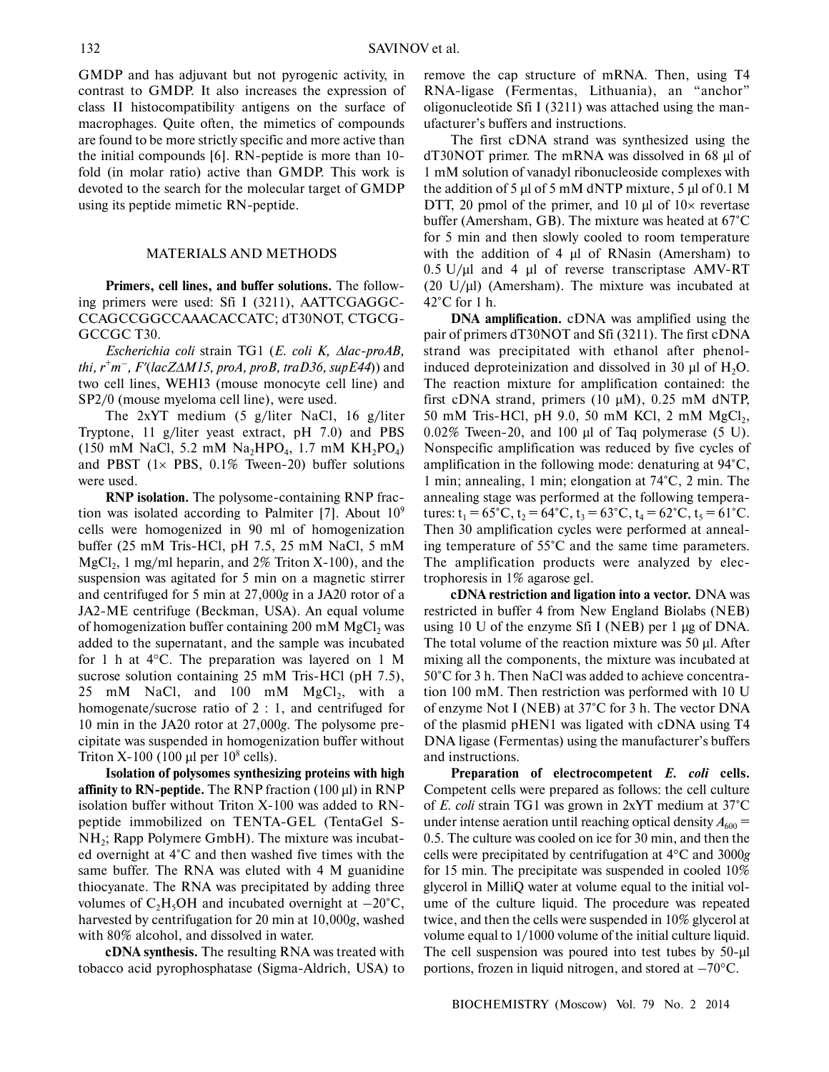GMDP and has adjuvant but not pyrogenic activity, in contrast to GMDP. It also increases the expression of class II histocompatibility antigens on the surface of macrophages. Quite often, the mimetics of compounds are found to be more strictly specific and more active than the initial compounds [6]. RN-peptide is more than 10-fold (in molar ratio) active than GMDP. This work is devoted to the search for the molecular target of GMDP using its peptide mimetic RN-peptide.

## MATERIALS AND METHODS

**Primers, cell lines, and buffer solutions.** The following primers were used: Sfi I (3211), AATTCGAGGCCCAGCCGGCCAAACACCATC; dT30NOT, CTGCGGCCGC T30.

*Escherichia coli* strain TG1 (*E. coli K, $\Delta$lac-proAB, thi, $r^+m^-$, F′(lacZ$\Delta$M15, proA, proB, traD36, supE44)*) and two cell lines, WEHI3 (mouse monocyte cell line) and SP2/0 (mouse myeloma cell line), were used.

The 2xYT medium (5 g/liter NaCl, 16 g/liter Tryptone, 11 g/liter yeast extract, pH 7.0) and PBS (150 mM NaCl, 5.2 mM $Na_2HPO_4$, 1.7 mM $KH_2PO_4$) and PBST (1× PBS, 0.1% Tween-20) buffer solutions were used.

**RNP isolation.** The polysome-containing RNP fraction was isolated according to Palmiter [7]. About $10^9$ cells were homogenized in 90 ml of homogenization buffer (25 mM Tris-HCl, pH 7.5, 25 mM NaCl, 5 mM $MgCl_2$, 1 mg/ml heparin, and 2% Triton X-100), and the suspension was agitated for 5 min on a magnetic stirrer and centrifuged for 5 min at 27,000*g* in a JA20 rotor of a JA2-ME centrifuge (Beckman, USA). An equal volume of homogenization buffer containing 200 mM $MgCl_2$ was added to the supernatant, and the sample was incubated for 1 h at 4°C. The preparation was layered on 1 M sucrose solution containing 25 mM Tris-HCl (pH 7.5), 25 mM NaCl, and 100 mM $MgCl_2$, with a homogenate/sucrose ratio of 2 : 1, and centrifuged for 10 min in the JA20 rotor at 27,000*g*. The polysome precipitate was suspended in homogenization buffer without Triton X-100 (100 µl per $10^8$ cells).

**Isolation of polysomes synthesizing proteins with high affinity to RN-peptide.** The RNP fraction (100 µl) in RNP isolation buffer without Triton X-100 was added to RN-peptide immobilized on TENTA-GEL (TentaGel S-$NH_2$; Rapp Polymere GmbH). The mixture was incubated overnight at 4°C and then washed five times with the same buffer. The RNA was eluted with 4 M guanidine thiocyanate. The RNA was precipitated by adding three volumes of $C_2H_5OH$ and incubated overnight at –20°C, harvested by centrifugation for 20 min at 10,000*g*, washed with 80% alcohol, and dissolved in water.

**cDNA synthesis.** The resulting RNA was treated with tobacco acid pyrophosphatase (Sigma-Aldrich, USA) to remove the cap structure of mRNA. Then, using T4 RNA-ligase (Fermentas, Lithuania), an "anchor" oligonucleotide Sfi I (3211) was attached using the manufacturer's buffers and instructions.

The first cDNA strand was synthesized using the dT30NOT primer. The mRNA was dissolved in 68 µl of 1 mM solution of vanadyl ribonucleoside complexes with the addition of 5 µl of 5 mM dNTP mixture, 5 µl of 0.1 M DTT, 20 pmol of the primer, and 10 µl of 10× revertase buffer (Amersham, GB). The mixture was heated at 67°C for 5 min and then slowly cooled to room temperature with the addition of 4 µl of RNasin (Amersham) to 0.5 U/µl and 4 µl of reverse transcriptase AMV-RT (20 U/µl) (Amersham). The mixture was incubated at 42°C for 1 h.

**DNA amplification.** cDNA was amplified using the pair of primers dT30NOT and Sfi (3211). The first cDNA strand was precipitated with ethanol after phenol-induced deproteinization and dissolved in 30 µl of $H_2O$. The reaction mixture for amplification contained: the first cDNA strand, primers (10 µM), 0.25 mM dNTP, 50 mM Tris-HCl, pH 9.0, 50 mM KCl, 2 mM $MgCl_2$, 0.02% Tween-20, and 100 µl of Taq polymerase (5 U). Nonspecific amplification was reduced by five cycles of amplification in the following mode: denaturing at 94°C, 1 min; annealing, 1 min; elongation at 74°C, 2 min. The annealing stage was performed at the following temperatures: $t_1$ = 65°C, $t_2$ = 64°C, $t_3$ = 63°C, $t_4$ = 62°C, $t_5$ = 61°C. Then 30 amplification cycles were performed at annealing temperature of 55°C and the same time parameters. The amplification products were analyzed by electrophoresis in 1% agarose gel.

**cDNA restriction and ligation into a vector.** DNA was restricted in buffer 4 from New England Biolabs (NEB) using 10 U of the enzyme Sfi I (NEB) per 1 µg of DNA. The total volume of the reaction mixture was 50 µl. After mixing all the components, the mixture was incubated at 50°C for 3 h. Then NaCl was added to achieve concentration 100 mM. Then restriction was performed with 10 U of enzyme Not I (NEB) at 37°C for 3 h. The vector DNA of the plasmid pHEN1 was ligated with cDNA using T4 DNA ligase (Fermentas) using the manufacturer's buffers and instructions.

**Preparation of electrocompetent *E. coli* cells.** Competent cells were prepared as follows: the cell culture of *E. coli* strain TG1 was grown in 2xYT medium at 37°C under intense aeration until reaching optical density $A_{600}$ = 0.5. The culture was cooled on ice for 30 min, and then the cells were precipitated by centrifugation at 4°C and 3000*g* for 15 min. The precipitate was suspended in cooled 10% glycerol in MilliQ water at volume equal to the initial volume of the culture liquid. The procedure was repeated twice, and then the cells were suspended in 10% glycerol at volume equal to 1/1000 volume of the initial culture liquid. The cell suspension was poured into test tubes by 50-µl portions, frozen in liquid nitrogen, and stored at –70°C.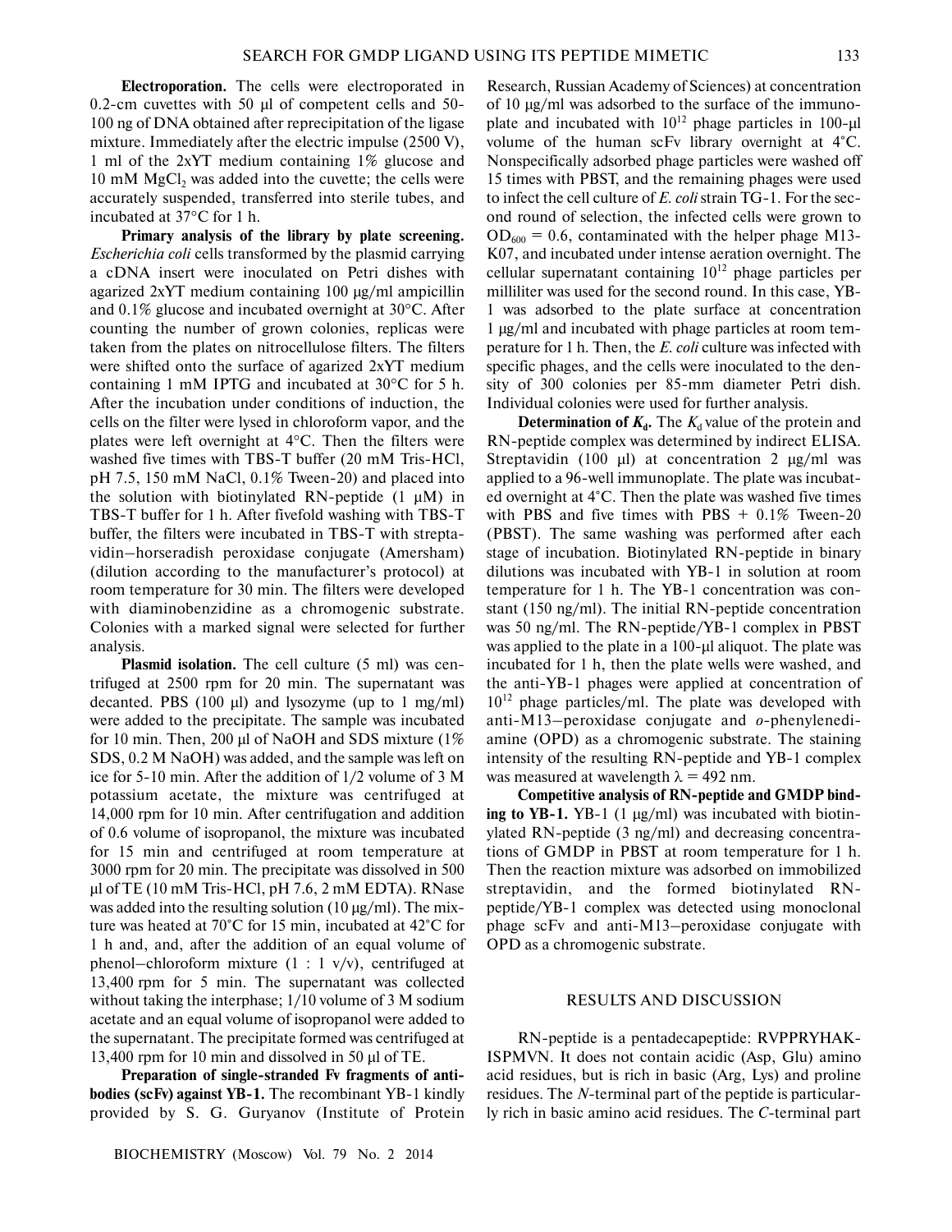**Electroporation.** The cells were electroporated in 0.2-cm cuvettes with 50 μl of competent cells and 50-100 ng of DNA obtained after reprecipitation of the ligase mixture. Immediately after the electric impulse (2500 V), 1 ml of the 2xYT medium containing 1% glucose and 10 mM $MgCl_2$ was added into the cuvette; the cells were accurately suspended, transferred into sterile tubes, and incubated at 37°C for 1 h.

**Primary analysis of the library by plate screening.** *Escherichia coli* cells transformed by the plasmid carrying a cDNA insert were inoculated on Petri dishes with agarized 2xYT medium containing 100 μg/ml ampicillin and 0.1% glucose and incubated overnight at 30°C. After counting the number of grown colonies, replicas were taken from the plates on nitrocellulose filters. The filters were shifted onto the surface of agarized 2xYT medium containing 1 mM IPTG and incubated at 30°C for 5 h. After the incubation under conditions of induction, the cells on the filter were lysed in chloroform vapor, and the plates were left overnight at 4°C. Then the filters were washed five times with TBS-T buffer (20 mM Tris-HCl, pH 7.5, 150 mM NaCl, 0.1% Tween-20) and placed into the solution with biotinylated RN-peptide (1 μM) in TBS-T buffer for 1 h. After fivefold washing with TBS-T buffer, the filters were incubated in TBS-T with streptavidin–horseradish peroxidase conjugate (Amersham) (dilution according to the manufacturer's protocol) at room temperature for 30 min. The filters were developed with diaminobenzidine as a chromogenic substrate. Colonies with a marked signal were selected for further analysis.

**Plasmid isolation.** The cell culture (5 ml) was centrifuged at 2500 rpm for 20 min. The supernatant was decanted. PBS (100 μl) and lysozyme (up to 1 mg/ml) were added to the precipitate. The sample was incubated for 10 min. Then, 200 μl of NaOH and SDS mixture (1% SDS, 0.2 M NaOH) was added, and the sample was left on ice for 5-10 min. After the addition of 1/2 volume of 3 M potassium acetate, the mixture was centrifuged at 14,000 rpm for 10 min. After centrifugation and addition of 0.6 volume of isopropanol, the mixture was incubated for 15 min and centrifuged at room temperature at 3000 rpm for 20 min. The precipitate was dissolved in 500 μl of TE (10 mM Tris-HCl, pH 7.6, 2 mM EDTA). RNase was added into the resulting solution (10 μg/ml). The mixture was heated at 70°C for 15 min, incubated at 42°C for 1 h and, and, after the addition of an equal volume of phenol–chloroform mixture (1 : 1 v/v), centrifuged at 13,400 rpm for 5 min. The supernatant was collected without taking the interphase; 1/10 volume of 3 M sodium acetate and an equal volume of isopropanol were added to the supernatant. The precipitate formed was centrifuged at 13,400 rpm for 10 min and dissolved in 50 μl of TE.

**Preparation of single-stranded Fv fragments of antibodies (scFv) against YB-1.** The recombinant YB-1 kindly provided by S. G. Guryanov (Institute of Protein Research, Russian Academy of Sciences) at concentration of 10 μg/ml was adsorbed to the surface of the immunoplate and incubated with $10^{12}$ phage particles in 100-μl volume of the human scFv library overnight at 4°C. Nonspecifically adsorbed phage particles were washed off 15 times with PBST, and the remaining phages were used to infect the cell culture of *E. coli* strain TG-1. For the second round of selection, the infected cells were grown to $OD_{600} = 0.6$, contaminated with the helper phage M13-K07, and incubated under intense aeration overnight. The cellular supernatant containing $10^{12}$ phage particles per milliliter was used for the second round. In this case, YB-1 was adsorbed to the plate surface at concentration 1 μg/ml and incubated with phage particles at room temperature for 1 h. Then, the *E. coli* culture was infected with specific phages, and the cells were inoculated to the density of 300 colonies per 85-mm diameter Petri dish. Individual colonies were used for further analysis.

**Determination of $K_d$.** The $K_d$ value of the protein and RN-peptide complex was determined by indirect ELISA. Streptavidin (100 μl) at concentration 2 μg/ml was applied to a 96-well immunoplate. The plate was incubated overnight at 4°C. Then the plate was washed five times with PBS and five times with PBS + 0.1% Tween-20 (PBST). The same washing was performed after each stage of incubation. Biotinylated RN-peptide in binary dilutions was incubated with YB-1 in solution at room temperature for 1 h. The YB-1 concentration was constant (150 ng/ml). The initial RN-peptide concentration was 50 ng/ml. The RN-peptide/YB-1 complex in PBST was applied to the plate in a 100-μl aliquot. The plate was incubated for 1 h, then the plate wells were washed, and the anti-YB-1 phages were applied at concentration of $10^{12}$ phage particles/ml. The plate was developed with anti-M13–peroxidase conjugate and *o*-phenylenediamine (OPD) as a chromogenic substrate. The staining intensity of the resulting RN-peptide and YB-1 complex was measured at wavelength $\lambda = 492$ nm.

**Competitive analysis of RN-peptide and GMDP binding to YB-1.** YB-1 (1 μg/ml) was incubated with biotinylated RN-peptide (3 ng/ml) and decreasing concentrations of GMDP in PBST at room temperature for 1 h. Then the reaction mixture was adsorbed on immobilized streptavidin, and the formed biotinylated RN-peptide/YB-1 complex was detected using monoclonal phage scFv and anti-M13–peroxidase conjugate with OPD as a chromogenic substrate.

## RESULTS AND DISCUSSION

RN-peptide is a pentadecapeptide: RVPPRYHAKISPMVN. It does not contain acidic (Asp, Glu) amino acid residues, but is rich in basic (Arg, Lys) and proline residues. The *N*-terminal part of the peptide is particularly rich in basic amino acid residues. The *C*-terminal part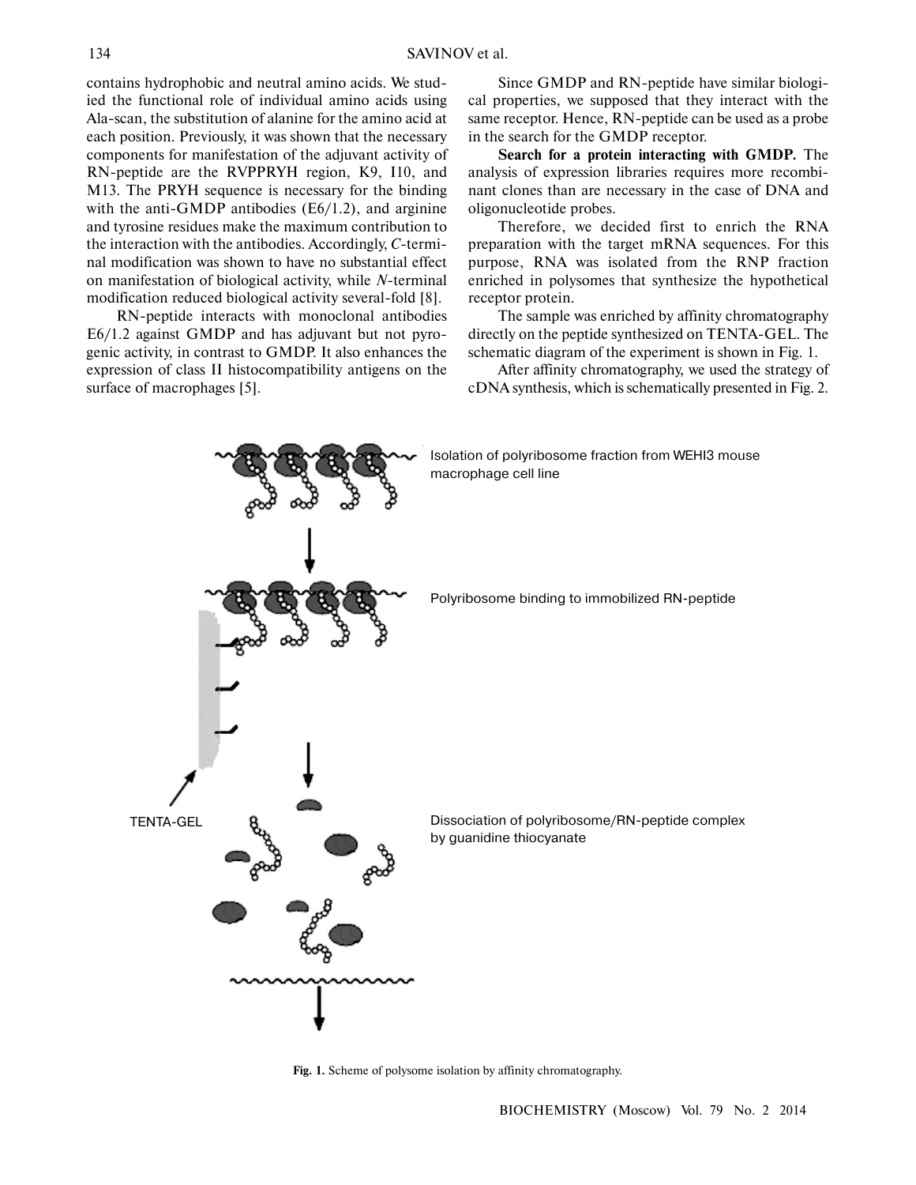contains hydrophobic and neutral amino acids. We studied the functional role of individual amino acids using Ala-scan, the substitution of alanine for the amino acid at each position. Previously, it was shown that the necessary components for manifestation of the adjuvant activity of RN-peptide are the RVPPRYH region, K9, I10, and M13. The PRYH sequence is necessary for the binding with the anti-GMDP antibodies (E6/1.2), and arginine and tyrosine residues make the maximum contribution to the interaction with the antibodies. Accordingly, *C*-terminal modification was shown to have no substantial effect on manifestation of biological activity, while *N*-terminal modification reduced biological activity several-fold [8].

RN-peptide interacts with monoclonal antibodies E6/1.2 against GMDP and has adjuvant but not pyrogenic activity, in contrast to GMDP. It also enhances the expression of class II histocompatibility antigens on the surface of macrophages [5].

Since GMDP and RN-peptide have similar biological properties, we supposed that they interact with the same receptor. Hence, RN-peptide can be used as a probe in the search for the GMDP receptor.

**Search for a protein interacting with GMDP.** The analysis of expression libraries requires more recombinant clones than are necessary in the case of DNA and oligonucleotide probes.

Therefore, we decided first to enrich the RNA preparation with the target mRNA sequences. For this purpose, RNA was isolated from the RNP fraction enriched in polysomes that synthesize the hypothetical receptor protein.

The sample was enriched by affinity chromatography directly on the peptide synthesized on TENTA-GEL. The schematic diagram of the experiment is shown in Fig. 1.

After affinity chromatography, we used the strategy of cDNA synthesis, which is schematically presented in Fig. 2.

Isolation of polyribosome fraction from WEHI3 mouse macrophage cell line

Polyribosome binding to immobilized RN-peptide

TENTA-GEL

Dissociation of polyribosome/RN-peptide complex by guanidine thiocyanate

**Fig. 1.** Scheme of polysome isolation by affinity chromatography.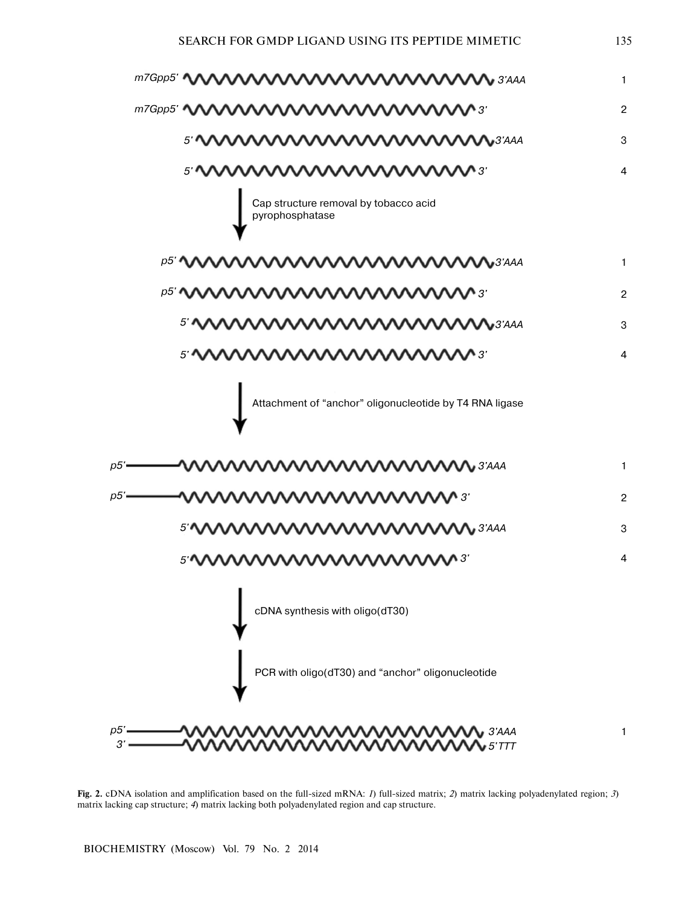m7Gpp5' 3'AAA 1

m7Gpp5' 3' 2

5' 3'AAA 3

5' 3' 4

Cap structure removal by tobacco acid pyrophosphatase

p5' 3'AAA 1

p5' 3' 2

5' 3'AAA 3

5' 3' 4

Attachment of "anchor" oligonucleotide by T4 RNA ligase

p5' 3'AAA 1

p5' 3' 2

5' 3'AAA 3

5' 3' 4

cDNA synthesis with oligo(dT30)

PCR with oligo(dT30) and "anchor" oligonucleotide

p5' 3'AAA 1

3' 5'TTT

**Fig. 2.** cDNA isolation and amplification based on the full-sized mRNA: *1*) full-sized matrix; *2*) matrix lacking polyadenylated region; *3*) matrix lacking cap structure; *4*) matrix lacking both polyadenylated region and cap structure.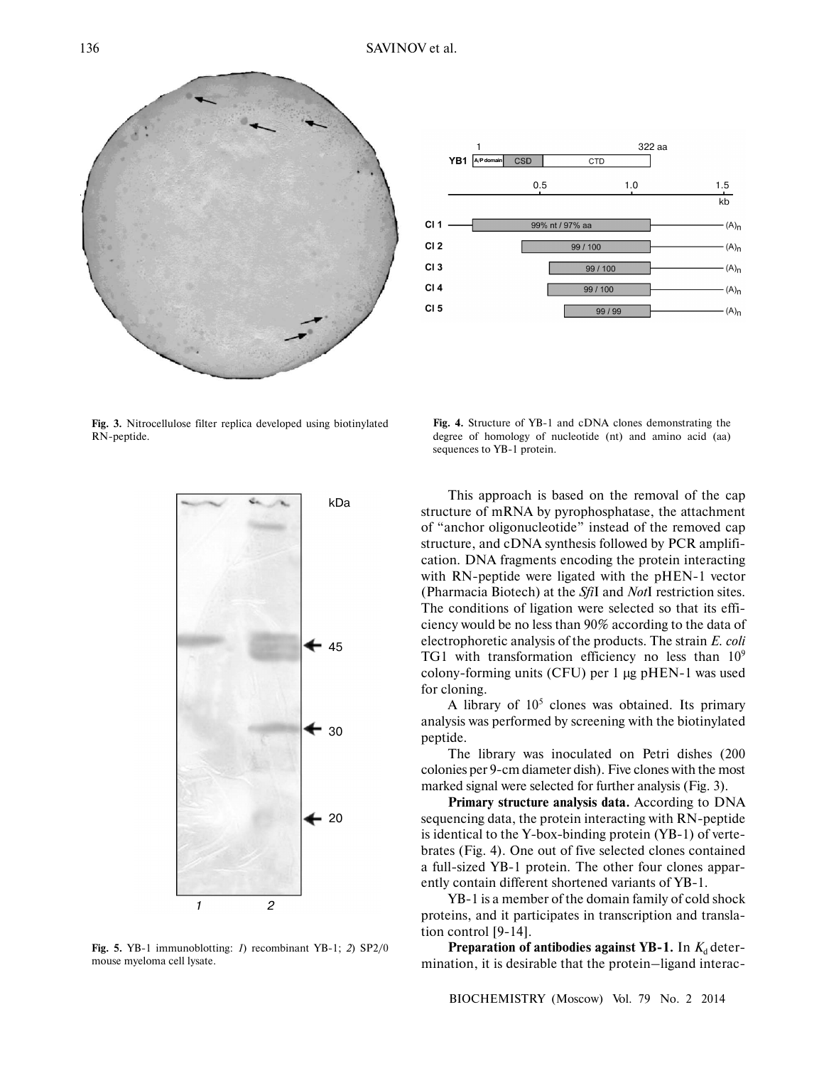Fig. 3. Nitrocellulose filter replica developed using biotinylated RN-peptide.

Fig. 4. Structure of YB-1 and cDNA clones demonstrating the degree of homology of nucleotide (nt) and amino acid (aa) sequences to YB-1 protein.

Fig. 5. YB-1 immunoblotting: *1*) recombinant YB-1; *2*) SP2/0 mouse myeloma cell lysate.

This approach is based on the removal of the cap structure of mRNA by pyrophosphatase, the attachment of "anchor oligonucleotide" instead of the removed cap structure, and cDNA synthesis followed by PCR amplification. DNA fragments encoding the protein interacting with RN-peptide were ligated with the pHEN-1 vector (Pharmacia Biotech) at the *Sfi*I and *Not*I restriction sites. The conditions of ligation were selected so that its efficiency would be no less than 90% according to the data of electrophoretic analysis of the products. The strain *E. coli* TG1 with transformation efficiency no less than $10^9$ colony-forming units (CFU) per 1 μg pHEN-1 was used for cloning.

A library of $10^5$ clones was obtained. Its primary analysis was performed by screening with the biotinylated peptide.

The library was inoculated on Petri dishes (200 colonies per 9-cm diameter dish). Five clones with the most marked signal were selected for further analysis (Fig. 3).

**Primary structure analysis data.** According to DNA sequencing data, the protein interacting with RN-peptide is identical to the Y-box-binding protein (YB-1) of vertebrates (Fig. 4). One out of five selected clones contained a full-sized YB-1 protein. The other four clones apparently contain different shortened variants of YB-1.

YB-1 is a member of the domain family of cold shock proteins, and it participates in transcription and translation control [9-14].

**Preparation of antibodies against YB-1.** In $K_d$ determination, it is desirable that the protein–ligand interac-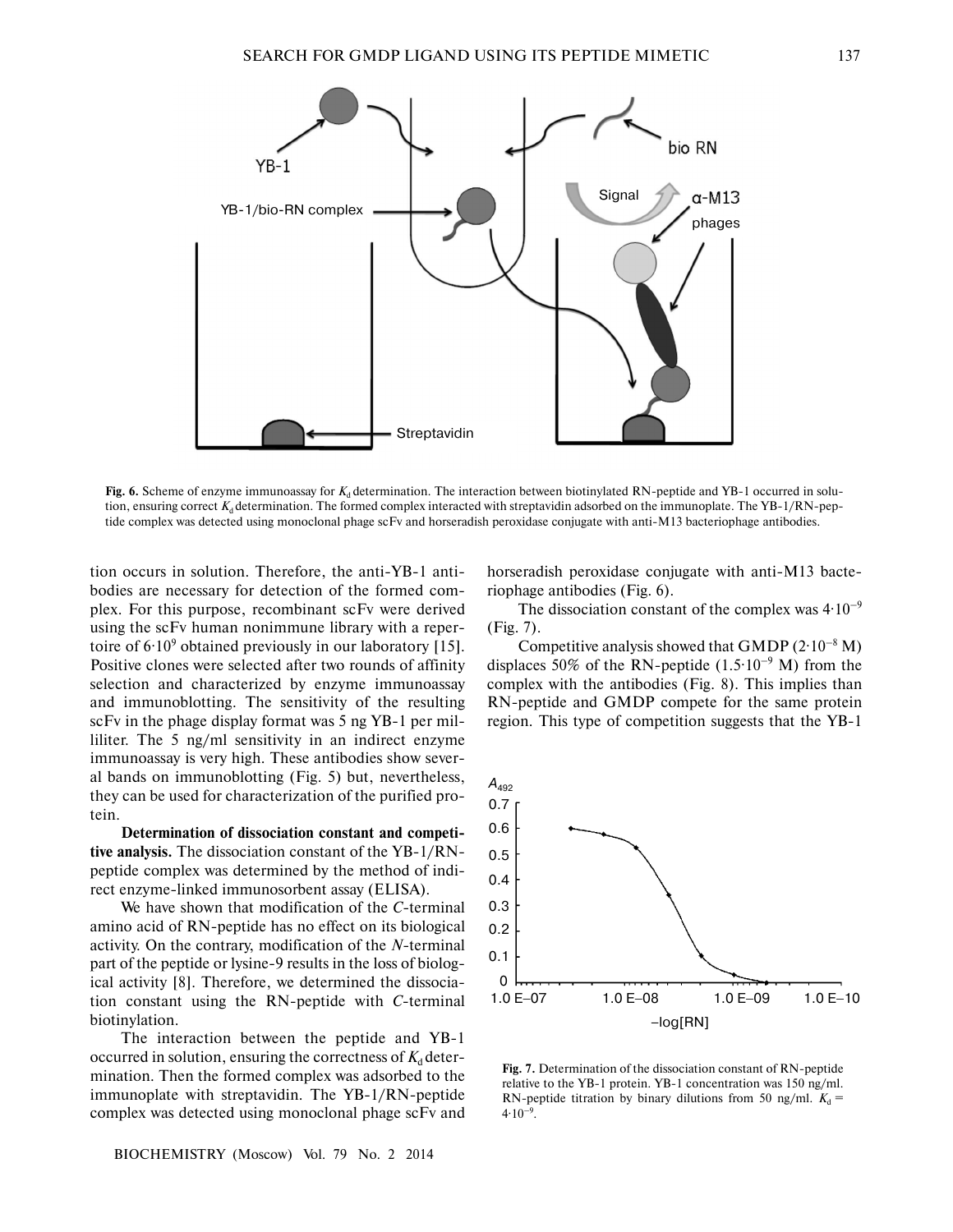Fig. 6. Scheme of enzyme immunoassay for $K_d$ determination. The interaction between biotinylated RN-peptide and YB-1 occurred in solution, ensuring correct $K_d$ determination. The formed complex interacted with streptavidin adsorbed on the immunoplate. The YB-1/RN-peptide complex was detected using monoclonal phage scFv and horseradish peroxidase conjugate with anti-M13 bacteriophage antibodies.

tion occurs in solution. Therefore, the anti-YB-1 antibodies are necessary for detection of the formed complex. For this purpose, recombinant scFv were derived using the scFv human nonimmune library with a repertoire of $6 \cdot 10^9$ obtained previously in our laboratory [15]. Positive clones were selected after two rounds of affinity selection and characterized by enzyme immunoassay and immunoblotting. The sensitivity of the resulting scFv in the phage display format was 5 ng YB-1 per milliliter. The 5 ng/ml sensitivity in an indirect enzyme immunoassay is very high. These antibodies show several bands on immunoblotting (Fig. 5) but, nevertheless, they can be used for characterization of the purified protein.

**Determination of dissociation constant and competitive analysis.** The dissociation constant of the YB-1/RN-peptide complex was determined by the method of indirect enzyme-linked immunosorbent assay (ELISA).

We have shown that modification of the *C*-terminal amino acid of RN-peptide has no effect on its biological activity. On the contrary, modification of the *N*-terminal part of the peptide or lysine-9 results in the loss of biological activity [8]. Therefore, we determined the dissociation constant using the RN-peptide with *C*-terminal biotinylation.

The interaction between the peptide and YB-1 occurred in solution, ensuring the correctness of $K_d$ determination. Then the formed complex was adsorbed to the immunoplate with streptavidin. The YB-1/RN-peptide complex was detected using monoclonal phage scFv and horseradish peroxidase conjugate with anti-M13 bacteriophage antibodies (Fig. 6).

The dissociation constant of the complex was $4 \cdot 10^{-9}$ (Fig. 7).

Competitive analysis showed that GMDP ($2 \cdot 10^{-8}$ M) displaces 50% of the RN-peptide ($1.5 \cdot 10^{-9}$ M) from the complex with the antibodies (Fig. 8). This implies than RN-peptide and GMDP compete for the same protein region. This type of competition suggests that the YB-1

Fig. 7. Determination of the dissociation constant of RN-peptide relative to the YB-1 protein. YB-1 concentration was 150 ng/ml. RN-peptide titration by binary dilutions from 50 ng/ml. $K_d = 4 \cdot 10^{-9}$.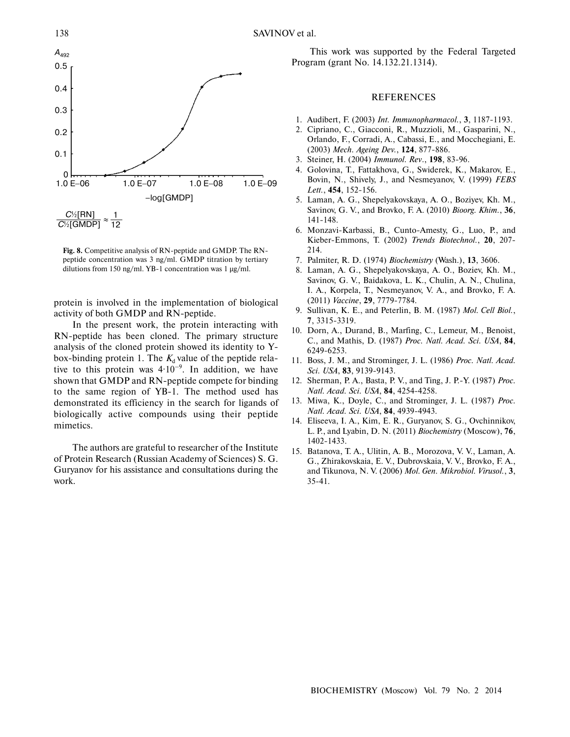$A_{492}$

0.5

0.4

0.3

0.2

0.1

0

1.0 E–06

1.0 E–07

1.0 E–08

1.0 E–09

–log[GMDP]

$$\frac{C_{½}[\text{RN}]}{C_{½}[\text{GMDP}]} \approx \frac{1}{12}$$

**Fig. 8.** Competitive analysis of RN-peptide and GMDP. The RN-peptide concentration was 3 ng/ml. GMDP titration by tertiary dilutions from 150 ng/ml. YB-1 concentration was 1 µg/ml.

protein is involved in the implementation of biological activity of both GMDP and RN-peptide.

In the present work, the protein interacting with RN-peptide has been cloned. The primary structure analysis of the cloned protein showed its identity to Y-box-binding protein 1. The $K_d$ value of the peptide relative to this protein was $4\cdot10^{-9}$. In addition, we have shown that GMDP and RN-peptide compete for binding to the same region of YB-1. The method used has demonstrated its efficiency in the search for ligands of biologically active compounds using their peptide mimetics.

The authors are grateful to researcher of the Institute of Protein Research (Russian Academy of Sciences) S. G. Guryanov for his assistance and consultations during the work.

This work was supported by the Federal Targeted Program (grant No. 14.132.21.1314).

## REFERENCES

1. Audibert, F. (2003) *Int. Immunopharmacol.*, **3**, 1187-1193.
2. Cipriano, C., Giacconi, R., Muzzioli, M., Gasparini, N., Orlando, F., Corradi, A., Cabassi, E., and Mocchegiani, E. (2003) *Mech. Ageing Dev.*, **124**, 877-886.
3. Steiner, H. (2004) *Immunol. Rev.*, **198**, 83-96.
4. Golovina, T., Fattakhova, G., Swiderek, K., Makarov, E., Bovin, N., Shively, J., and Nesmeyanov, V. (1999) *FEBS Lett.*, **454**, 152-156.
5. Laman, A. G., Shepelyakovskaya, A. O., Boziyev, Kh. M., Savinov, G. V., and Brovko, F. A. (2010) *Bioorg. Khim.*, **36**, 141-148.
6. Monzavi-Karbassi, B., Cunto-Amesty, G., Luo, P., and Kieber-Emmons, T. (2002) *Trends Biotechnol.*, **20**, 207-214.
7. Palmiter, R. D. (1974) *Biochemistry* (Wash.), **13**, 3606.
8. Laman, A. G., Shepelyakovskaya, A. O., Boziev, Kh. M., Savinov, G. V., Baidakova, L. K., Chulin, A. N., Chulina, I. A., Korpela, T., Nesmeyanov, V. A., and Brovko, F. A. (2011) *Vaccine*, **29**, 7779-7784.
9. Sullivan, K. E., and Peterlin, B. M. (1987) *Mol. Cell Biol.*, **7**, 3315-3319.
10. Dorn, A., Durand, B., Marfing, C., Lemeur, M., Benoist, C., and Mathis, D. (1987) *Proc. Natl. Acad. Sci. USA*, **84**, 6249-6253.
11. Boss, J. M., and Strominger, J. L. (1986) *Proc. Natl. Acad. Sci. USA*, **83**, 9139-9143.
12. Sherman, P. A., Basta, P. V., and Ting, J. P.-Y. (1987) *Proc. Natl. Acad. Sci. USA*, **84**, 4254-4258.
13. Miwa, K., Doyle, C., and Strominger, J. L. (1987) *Proc. Natl. Acad. Sci. USA*, **84**, 4939-4943.
14. Eliseeva, I. A., Kim, E. R., Guryanov, S. G., Ovchinnikov, L. P., and Lyabin, D. N. (2011) *Biochemistry* (Moscow), **76**, 1402-1433.
15. Batanova, T. A., Ulitin, A. B., Morozova, V. V., Laman, A. G., Zhirakovskaia, E. V., Dubrovskaia, V. V., Brovko, F. A., and Tikunova, N. V. (2006) *Mol. Gen. Mikrobiol. Virusol.*, **3**, 35-41.